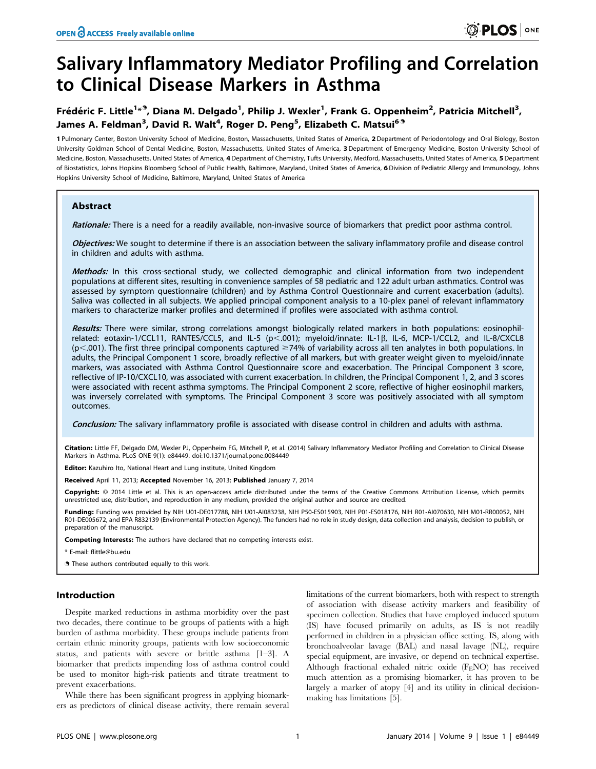# Salivary Inflammatory Mediator Profiling and Correlation to Clinical Disease Markers in Asthma

Frédéric F. Little[1*¶], Diana M. Delgado[1], Philip J. Wexler[1], Frank G. Oppenheim[2], Patricia Mitchell[3], James A. Feldman[3], David R. Walt[4], Roger D. Peng[5], Elizabeth C. Matsui[6¶]

1 Pulmonary Center, Boston University School of Medicine, Boston, Massachusetts, United States of America, 2 Department of Periodontology and Oral Biology, Boston University Goldman School of Dental Medicine, Boston, Massachusetts, United States of America, 3 Department of Emergency Medicine, Boston University School of Medicine, Boston, Massachusetts, United States of America, 4 Department of Chemistry, Tufts University, Medford, Massachusetts, United States of America, 5 Department of Biostatistics, Johns Hopkins Bloomberg School of Public Health, Baltimore, Maryland, United States of America, 6 Division of Pediatric Allergy and Immunology, Johns Hopkins University School of Medicine, Baltimore, Maryland, United States of America

## Abstract

*Rationale:* There is a need for a readily available, non-invasive source of biomarkers that predict poor asthma control.

*Objectives:* We sought to determine if there is an association between the salivary inflammatory profile and disease control in children and adults with asthma.

*Methods:* In this cross-sectional study, we collected demographic and clinical information from two independent populations at different sites, resulting in convenience samples of 58 pediatric and 122 adult urban asthmatics. Control was assessed by symptom questionnaire (children) and by Asthma Control Questionnaire and current exacerbation (adults). Saliva was collected in all subjects. We applied principal component analysis to a 10-plex panel of relevant inflammatory markers to characterize marker profiles and determined if profiles were associated with asthma control.

*Results:* There were similar, strong correlations amongst biologically related markers in both populations: eosinophil-related: eotaxin-1/CCL11, RANTES/CCL5, and IL-5 ($p<.001$); myeloid/innate: IL-1β, IL-6, MCP-1/CCL2, and IL-8/CXCL8 ($p<.001$). The first three principal components captured ≥74% of variability across all ten analytes in both populations. In adults, the Principal Component 1 score, broadly reflective of all markers, but with greater weight given to myeloid/innate markers, was associated with Asthma Control Questionnaire score and exacerbation. The Principal Component 3 score, reflective of IP-10/CXCL10, was associated with current exacerbation. In children, the Principal Component 1, 2, and 3 scores were associated with recent asthma symptoms. The Principal Component 2 score, reflective of higher eosinophil markers, was inversely correlated with symptoms. The Principal Component 3 score was positively associated with all symptom outcomes.

*Conclusion:* The salivary inflammatory profile is associated with disease control in children and adults with asthma.

**Citation:** Little FF, Delgado DM, Wexler PJ, Oppenheim FG, Mitchell P, et al. (2014) Salivary Inflammatory Mediator Profiling and Correlation to Clinical Disease Markers in Asthma. PLoS ONE 9(1): e84449. doi:10.1371/journal.pone.0084449

**Editor:** Kazuhiro Ito, National Heart and Lung institute, United Kingdom

**Received** April 11, 2013; **Accepted** November 16, 2013; **Published** January 7, 2014

**Copyright:** © 2014 Little et al. This is an open-access article distributed under the terms of the Creative Commons Attribution License, which permits unrestricted use, distribution, and reproduction in any medium, provided the original author and source are credited.

**Funding:** Funding was provided by NIH U01-DE017788, NIH U01-AI083238, NIH P50-ES015903, NIH P01-ES018176, NIH R01-AI070630, NIH M01-RR00052, NIH R01-DE005672, and EPA R832139 (Environmental Protection Agency). The funders had no role in study design, data collection and analysis, decision to publish, or preparation of the manuscript.

**Competing Interests:** The authors have declared that no competing interests exist.

\* E-mail: flittle@bu.edu

¶ These authors contributed equally to this work.

## Introduction

Despite marked reductions in asthma morbidity over the past two decades, there continue to be groups of patients with a high burden of asthma morbidity. These groups include patients from certain ethnic minority groups, patients with low socioeconomic status, and patients with severe or brittle asthma [1–3]. A biomarker that predicts impending loss of asthma control could be used to monitor high-risk patients and titrate treatment to prevent exacerbations.

While there has been significant progress in applying biomarkers as predictors of clinical disease activity, there remain several limitations of the current biomarkers, both with respect to strength of association with disease activity markers and feasibility of specimen collection. Studies that have employed induced sputum (IS) have focused primarily on adults, as IS is not readily performed in children in a physician office setting. IS, along with bronchoalveolar lavage (BAL) and nasal lavage (NL), require special equipment, are invasive, or depend on technical expertise. Although fractional exhaled nitric oxide ($F_ENO$) has received much attention as a promising biomarker, it has proven to be largely a marker of atopy [4] and its utility in clinical decision-making has limitations [5].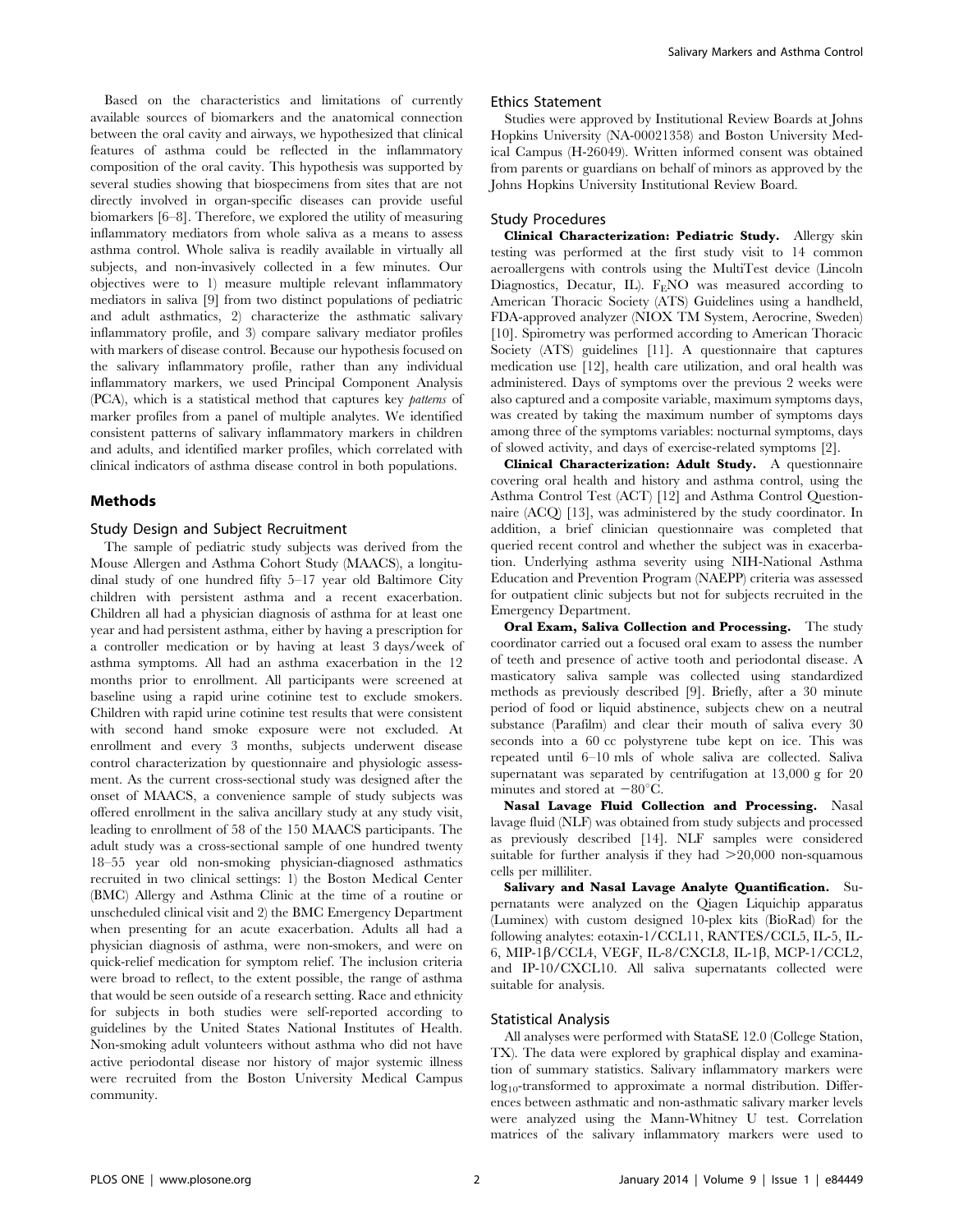Based on the characteristics and limitations of currently available sources of biomarkers and the anatomical connection between the oral cavity and airways, we hypothesized that clinical features of asthma could be reflected in the inflammatory composition of the oral cavity. This hypothesis was supported by several studies showing that biospecimens from sites that are not directly involved in organ-specific diseases can provide useful biomarkers [6–8]. Therefore, we explored the utility of measuring inflammatory mediators from whole saliva as a means to assess asthma control. Whole saliva is readily available in virtually all subjects, and non-invasively collected in a few minutes. Our objectives were to 1) measure multiple relevant inflammatory mediators in saliva [9] from two distinct populations of pediatric and adult asthmatics, 2) characterize the asthmatic salivary inflammatory profile, and 3) compare salivary mediator profiles with markers of disease control. Because our hypothesis focused on the salivary inflammatory profile, rather than any individual inflammatory markers, we used Principal Component Analysis (PCA), which is a statistical method that captures key *patterns* of marker profiles from a panel of multiple analytes. We identified consistent patterns of salivary inflammatory markers in children and adults, and identified marker profiles, which correlated with clinical indicators of asthma disease control in both populations.

## Methods

### Study Design and Subject Recruitment

The sample of pediatric study subjects was derived from the Mouse Allergen and Asthma Cohort Study (MAACS), a longitudinal study of one hundred fifty 5–17 year old Baltimore City children with persistent asthma and a recent exacerbation. Children all had a physician diagnosis of asthma for at least one year and had persistent asthma, either by having a prescription for a controller medication or by having at least 3 days/week of asthma symptoms. All had an asthma exacerbation in the 12 months prior to enrollment. All participants were screened at baseline using a rapid urine cotinine test to exclude smokers. Children with rapid urine cotinine test results that were consistent with second hand smoke exposure were not excluded. At enrollment and every 3 months, subjects underwent disease control characterization by questionnaire and physiologic assessment. As the current cross-sectional study was designed after the onset of MAACS, a convenience sample of study subjects was offered enrollment in the saliva ancillary study at any study visit, leading to enrollment of 58 of the 150 MAACS participants. The adult study was a cross-sectional sample of one hundred twenty 18–55 year old non-smoking physician-diagnosed asthmatics recruited in two clinical settings: 1) the Boston Medical Center (BMC) Allergy and Asthma Clinic at the time of a routine or unscheduled clinical visit and 2) the BMC Emergency Department when presenting for an acute exacerbation. Adults all had a physician diagnosis of asthma, were non-smokers, and were on quick-relief medication for symptom relief. The inclusion criteria were broad to reflect, to the extent possible, the range of asthma that would be seen outside of a research setting. Race and ethnicity for subjects in both studies were self-reported according to guidelines by the United States National Institutes of Health. Non-smoking adult volunteers without asthma who did not have active periodontal disease nor history of major systemic illness were recruited from the Boston University Medical Campus community.

### Ethics Statement

Studies were approved by Institutional Review Boards at Johns Hopkins University (NA-00021358) and Boston University Medical Campus (H-26049). Written informed consent was obtained from parents or guardians on behalf of minors as approved by the Johns Hopkins University Institutional Review Board.

### Study Procedures

**Clinical Characterization: Pediatric Study.** Allergy skin testing was performed at the first study visit to 14 common aeroallergens with controls using the MultiTest device (Lincoln Diagnostics, Decatur, IL). $F_ENO$ was measured according to American Thoracic Society (ATS) Guidelines using a handheld, FDA-approved analyzer (NIOX TM System, Aerocrine, Sweden) [10]. Spirometry was performed according to American Thoracic Society (ATS) guidelines [11]. A questionnaire that captures medication use [12], health care utilization, and oral health was administered. Days of symptoms over the previous 2 weeks were also captured and a composite variable, maximum symptoms days, was created by taking the maximum number of symptoms days among three of the symptoms variables: nocturnal symptoms, days of slowed activity, and days of exercise-related symptoms [2].

**Clinical Characterization: Adult Study.** A questionnaire covering oral health and history and asthma control, using the Asthma Control Test (ACT) [12] and Asthma Control Questionnaire (ACQ) [13], was administered by the study coordinator. In addition, a brief clinician questionnaire was completed that queried recent control and whether the subject was in exacerbation. Underlying asthma severity using NIH-National Asthma Education and Prevention Program (NAEPP) criteria was assessed for outpatient clinic subjects but not for subjects recruited in the Emergency Department.

**Oral Exam, Saliva Collection and Processing.** The study coordinator carried out a focused oral exam to assess the number of teeth and presence of active tooth and periodontal disease. A masticatory saliva sample was collected using standardized methods as previously described [9]. Briefly, after a 30 minute period of food or liquid abstinence, subjects chew on a neutral substance (Parafilm) and clear their mouth of saliva every 30 seconds into a 60 cc polystyrene tube kept on ice. This was repeated until 6–10 mls of whole saliva are collected. Saliva supernatant was separated by centrifugation at 13,000 g for 20 minutes and stored at $-80^{\circ}$C.

**Nasal Lavage Fluid Collection and Processing.** Nasal lavage fluid (NLF) was obtained from study subjects and processed as previously described [14]. NLF samples were considered suitable for further analysis if they had $>$20,000 non-squamous cells per milliliter.

**Salivary and Nasal Lavage Analyte Quantification.** Supernatants were analyzed on the Qiagen Liquichip apparatus (Luminex) with custom designed 10-plex kits (BioRad) for the following analytes: eotaxin-1/CCL11, RANTES/CCL5, IL-5, IL-6, MIP-1β/CCL4, VEGF, IL-8/CXCL8, IL-1β, MCP-1/CCL2, and IP-10/CXCL10. All saliva supernatants collected were suitable for analysis.

### Statistical Analysis

All analyses were performed with StataSE 12.0 (College Station, TX). The data were explored by graphical display and examination of summary statistics. Salivary inflammatory markers were $\log_{10}$-transformed to approximate a normal distribution. Differences between asthmatic and non-asthmatic salivary marker levels were analyzed using the Mann-Whitney U test. Correlation matrices of the salivary inflammatory markers were used to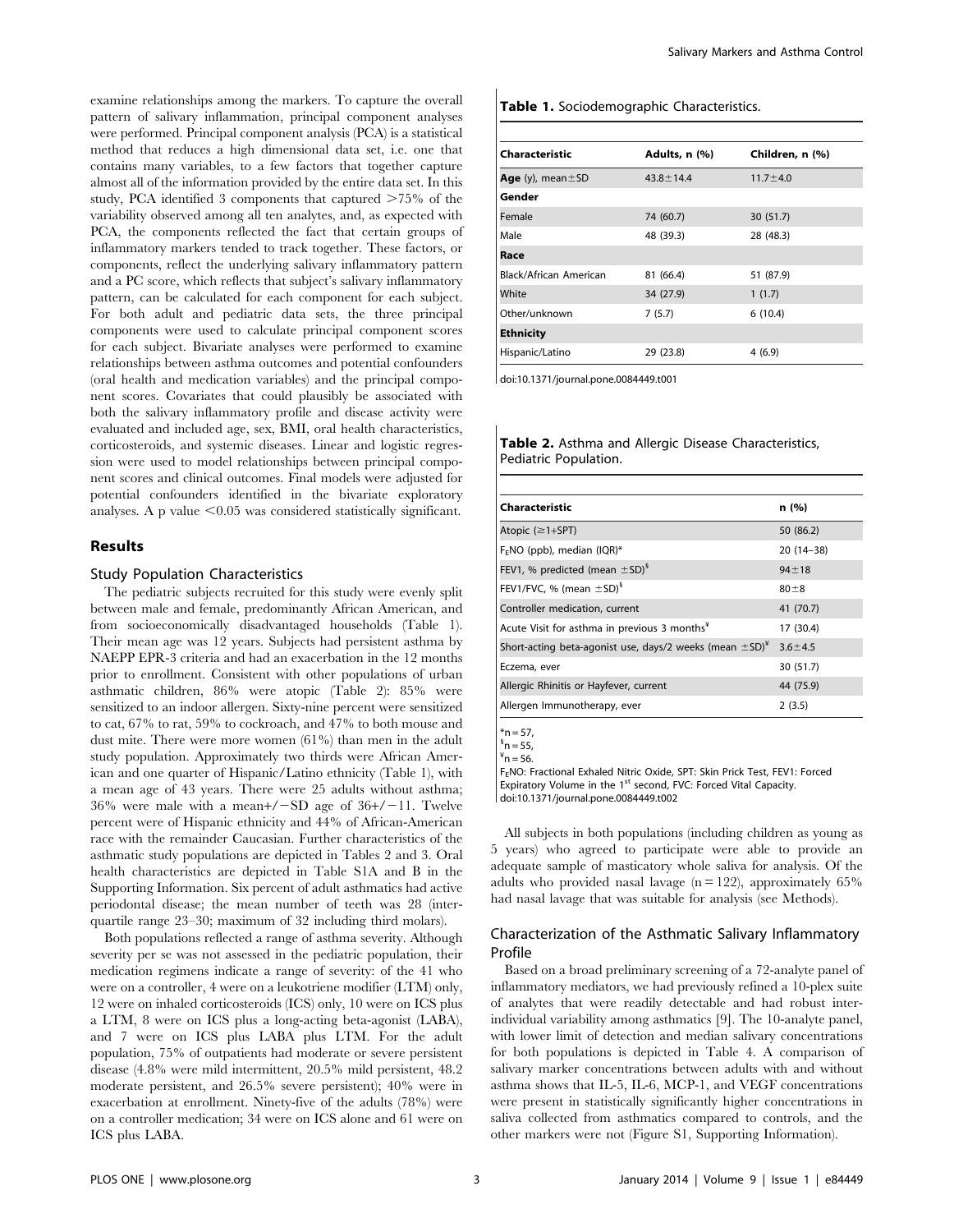examine relationships among the markers. To capture the overall pattern of salivary inflammation, principal component analyses were performed. Principal component analysis (PCA) is a statistical method that reduces a high dimensional data set, i.e. one that contains many variables, to a few factors that together capture almost all of the information provided by the entire data set. In this study, PCA identified 3 components that captured >75% of the variability observed among all ten analytes, and, as expected with PCA, the components reflected the fact that certain groups of inflammatory markers tended to track together. These factors, or components, reflect the underlying salivary inflammatory pattern and a PC score, which reflects that subject's salivary inflammatory pattern, can be calculated for each component for each subject. For both adult and pediatric data sets, the three principal components were used to calculate principal component scores for each subject. Bivariate analyses were performed to examine relationships between asthma outcomes and potential confounders (oral health and medication variables) and the principal component scores. Covariates that could plausibly be associated with both the salivary inflammatory profile and disease activity were evaluated and included age, sex, BMI, oral health characteristics, corticosteroids, and systemic diseases. Linear and logistic regression were used to model relationships between principal component scores and clinical outcomes. Final models were adjusted for potential confounders identified in the bivariate exploratory analyses. A p value $<0.05$ was considered statistically significant.

## Results

### Study Population Characteristics

The pediatric subjects recruited for this study were evenly split between male and female, predominantly African American, and from socioeconomically disadvantaged households (Table 1). Their mean age was 12 years. Subjects had persistent asthma by NAEPP EPR-3 criteria and had an exacerbation in the 12 months prior to enrollment. Consistent with other populations of urban asthmatic children, 86% were atopic (Table 2): 85% were sensitized to an indoor allergen. Sixty-nine percent were sensitized to cat, 67% to rat, 59% to cockroach, and 47% to both mouse and dust mite. There were more women (61%) than men in the adult study population. Approximately two thirds were African American and one quarter of Hispanic/Latino ethnicity (Table 1), with a mean age of 43 years. There were 25 adults without asthma; 36% were male with a mean+/−SD age of 36+/−11. Twelve percent were of Hispanic ethnicity and 44% of African-American race with the remainder Caucasian. Further characteristics of the asthmatic study populations are depicted in Tables 2 and 3. Oral health characteristics are depicted in Table S1A and B in the Supporting Information. Six percent of adult asthmatics had active periodontal disease; the mean number of teeth was 28 (interquartile range 23–30; maximum of 32 including third molars).

Both populations reflected a range of asthma severity. Although severity per se was not assessed in the pediatric population, their medication regimens indicate a range of severity: of the 41 who were on a controller, 4 were on a leukotriene modifier (LTM) only, 12 were on inhaled corticosteroids (ICS) only, 10 were on ICS plus a LTM, 8 were on ICS plus a long-acting beta-agonist (LABA), and 7 were on ICS plus LABA plus LTM. For the adult population, 75% of outpatients had moderate or severe persistent disease (4.8% were mild intermittent, 20.5% mild persistent, 48.2 moderate persistent, and 26.5% severe persistent); 40% were in exacerbation at enrollment. Ninety-five of the adults (78%) were on a controller medication; 34 were on ICS alone and 61 were on ICS plus LABA.

**Table 1.** Sociodemographic Characteristics.

| Characteristic | Adults, n (%) | Children, n (%) |
|---|---|---|
| **Age** (y), mean±SD | 43.8±14.4 | 11.7±4.0 |
| **Gender** | | |
| Female | 74 (60.7) | 30 (51.7) |
| Male | 48 (39.3) | 28 (48.3) |
| **Race** | | |
| Black/African American | 81 (66.4) | 51 (87.9) |
| White | 34 (27.9) | 1 (1.7) |
| Other/unknown | 7 (5.7) | 6 (10.4) |
| **Ethnicity** | | |
| Hispanic/Latino | 29 (23.8) | 4 (6.9) |

doi:10.1371/journal.pone.0084449.t001

**Table 2.** Asthma and Allergic Disease Characteristics, Pediatric Population.

| Characteristic | n (%) |
|---|---|
| Atopic (≥1+SPT) | 50 (86.2) |
| $F_ENO$ (ppb), median (IQR)* | 20 (14–38) |
| FEV1, % predicted (mean ±SD)[§] | 94±18 |
| FEV1/FVC, % (mean ±SD)[§] | 80±8 |
| Controller medication, current | 41 (70.7) |
| Acute Visit for asthma in previous 3 months[¥] | 17 (30.4) |
| Short-acting beta-agonist use, days/2 weeks (mean ±SD)[¥] | 3.6±4.5 |
| Eczema, ever | 30 (51.7) |
| Allergic Rhinitis or Hayfever, current | 44 (75.9) |
| Allergen Immunotherapy, ever | 2 (3.5) |

*n = 57,
[§]n = 55,
[¥]n = 56.
$F_ENO$: Fractional Exhaled Nitric Oxide, SPT: Skin Prick Test, FEV1: Forced Expiratory Volume in the 1st second, FVC: Forced Vital Capacity.
doi:10.1371/journal.pone.0084449.t002

All subjects in both populations (including children as young as 5 years) who agreed to participate were able to provide an adequate sample of masticatory whole saliva for analysis. Of the adults who provided nasal lavage (n = 122), approximately 65% had nasal lavage that was suitable for analysis (see Methods).

### Characterization of the Asthmatic Salivary Inflammatory Profile

Based on a broad preliminary screening of a 72-analyte panel of inflammatory mediators, we had previously refined a 10-plex suite of analytes that were readily detectable and had robust inter-individual variability among asthmatics [9]. The 10-analyte panel, with lower limit of detection and median salivary concentrations for both populations is depicted in Table 4. A comparison of salivary marker concentrations between adults with and without asthma shows that IL-5, IL-6, MCP-1, and VEGF concentrations were present in statistically significantly higher concentrations in saliva collected from asthmatics compared to controls, and the other markers were not (Figure S1, Supporting Information).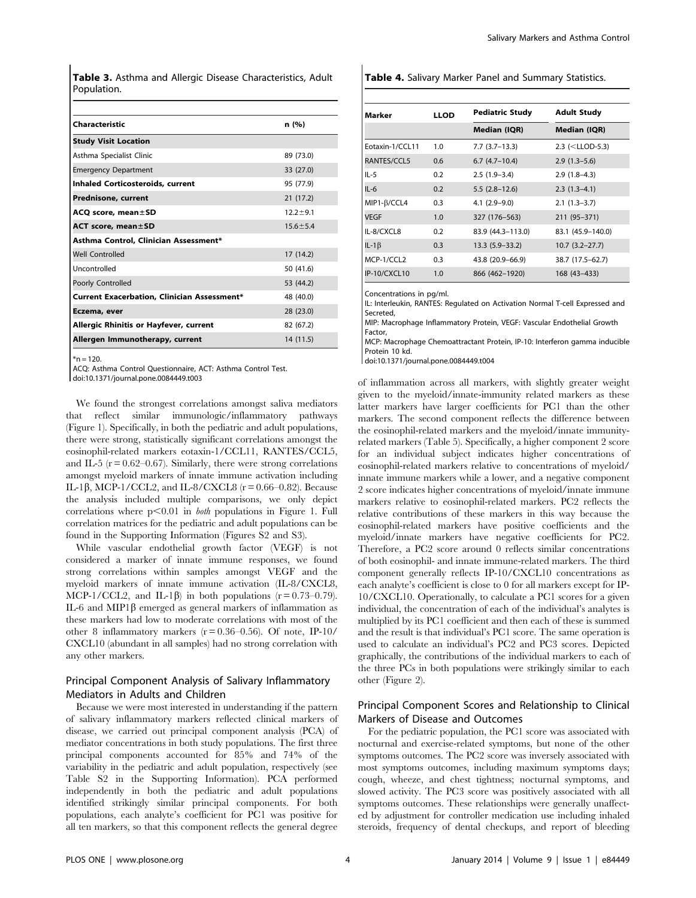**Table 3.** Asthma and Allergic Disease Characteristics, Adult Population.

| Characteristic | n (%) |
|---|---|
| **Study Visit Location** | |
| Asthma Specialist Clinic | 89 (73.0) |
| Emergency Department | 33 (27.0) |
| **Inhaled Corticosteroids, current** | 95 (77.9) |
| **Prednisone, current** | 21 (17.2) |
| **ACQ score, mean±SD** | 12.2±9.1 |
| **ACT score, mean±SD** | 15.6±5.4 |
| **Asthma Control, Clinician Assessment*** | |
| Well Controlled | 17 (14.2) |
| Uncontrolled | 50 (41.6) |
| Poorly Controlled | 53 (44.2) |
| **Current Exacerbation, Clinician Assessment*** | 48 (40.0) |
| **Eczema, ever** | 28 (23.0) |
| **Allergic Rhinitis or Hayfever, current** | 82 (67.2) |
| **Allergen Immunotherapy, current** | 14 (11.5) |

*n = 120.
ACQ: Asthma Control Questionnaire, ACT: Asthma Control Test.
doi:10.1371/journal.pone.0084449.t003

We found the strongest correlations amongst saliva mediators that reflect similar immunologic/inflammatory pathways (Figure 1). Specifically, in both the pediatric and adult populations, there were strong, statistically significant correlations amongst the eosinophil-related markers eotaxin-1/CCL11, RANTES/CCL5, and IL-5 ($r = 0.62$–$0.67$). Similarly, there were strong correlations amongst myeloid markers of innate immune activation including IL-1β, MCP-1/CCL2, and IL-8/CXCL8 ($r = 0.66$–$0.82$). Because the analysis included multiple comparisons, we only depict correlations where $p<0.01$ in *both* populations in Figure 1. Full correlation matrices for the pediatric and adult populations can be found in the Supporting Information (Figures S2 and S3).

While vascular endothelial growth factor (VEGF) is not considered a marker of innate immune responses, we found strong correlations within samples amongst VEGF and the myeloid markers of innate immune activation (IL-8/CXCL8, MCP-1/CCL2, and IL-1β) in both populations ($r = 0.73$–$0.79$). IL-6 and MIP1β emerged as general markers of inflammation as these markers had low to moderate correlations with most of the other 8 inflammatory markers ($r = 0.36$–$0.56$). Of note, IP-10/CXCL10 (abundant in all samples) had no strong correlation with any other markers.

## Principal Component Analysis of Salivary Inflammatory Mediators in Adults and Children

Because we were most interested in understanding if the pattern of salivary inflammatory markers reflected clinical markers of disease, we carried out principal component analysis (PCA) of mediator concentrations in both study populations. The first three principal components accounted for 85% and 74% of the variability in the pediatric and adult population, respectively (see Table S2 in the Supporting Information). PCA performed independently in both the pediatric and adult populations identified strikingly similar principal components. For both populations, each analyte's coefficient for PC1 was positive for all ten markers, so that this component reflects the general degree of inflammation across all markers, with slightly greater weight given to the myeloid/innate-immunity related markers as these latter markers have larger coefficients for PC1 than the other markers. The second component reflects the difference between the eosinophil-related markers and the myeloid/innate immunity-related markers (Table 5). Specifically, a higher component 2 score for an individual subject indicates higher concentrations of eosinophil-related markers relative to concentrations of myeloid/innate immune markers while a lower, and a negative component 2 score indicates higher concentrations of myeloid/innate immune markers relative to eosinophil-related markers. PC2 reflects the relative contributions of these markers in this way because the eosinophil-related markers have positive coefficients and the myeloid/innate markers have negative coefficients for PC2. Therefore, a PC2 score around 0 reflects similar concentrations of both eosinophil- and innate immune-related markers. The third component generally reflects IP-10/CXCL10 concentrations as each analyte's coefficient is close to 0 for all markers except for IP-10/CXCL10. Operationally, to calculate a PC1 scores for a given individual, the concentration of each of the individual's analytes is multiplied by its PC1 coefficient and then each of these is summed and the result is that individual's PC1 score. The same operation is used to calculate an individual's PC2 and PC3 scores. Depicted graphically, the contributions of the individual markers to each of the three PCs in both populations were strikingly similar to each other (Figure 2).

**Table 4.** Salivary Marker Panel and Summary Statistics.

| Marker | LLOD | Pediatric Study | Adult Study |
|---|---|---|---|
| | | **Median (IQR)** | **Median (IQR)** |
| Eotaxin-1/CCL11 | 1.0 | 7.7 (3.7–13.3) | 2.3 (<LLOD-5.3) |
| RANTES/CCL5 | 0.6 | 6.7 (4.7–10.4) | 2.9 (1.3–5.6) |
| IL-5 | 0.2 | 2.5 (1.9–3.4) | 2.9 (1.8–4.3) |
| IL-6 | 0.2 | 5.5 (2.8–12.6) | 2.3 (1.3–4.1) |
| MIP1-β/CCL4 | 0.3 | 4.1 (2.9–9.0) | 2.1 (1.3–3.7) |
| VEGF | 1.0 | 327 (176–563) | 211 (95–371) |
| IL-8/CXCL8 | 0.2 | 83.9 (44.3–113.0) | 83.1 (45.9–140.0) |
| IL-1β | 0.3 | 13.3 (5.9–33.2) | 10.7 (3.2–27.7) |
| MCP-1/CCL2 | 0.3 | 43.8 (20.9–66.9) | 38.7 (17.5–62.7) |
| IP-10/CXCL10 | 1.0 | 866 (462–1920) | 168 (43–433) |

Concentrations in pg/ml.
IL: Interleukin, RANTES: Regulated on Activation Normal T-cell Expressed and Secreted,
MIP: Macrophage Inflammatory Protein, VEGF: Vascular Endothelial Growth Factor,
MCP: Macrophage Chemoattractant Protein, IP-10: Interferon gamma inducible Protein 10 kd.
doi:10.1371/journal.pone.0084449.t004

## Principal Component Scores and Relationship to Clinical Markers of Disease and Outcomes

For the pediatric population, the PC1 score was associated with nocturnal and exercise-related symptoms, but none of the other symptoms outcomes. The PC2 score was inversely associated with most symptoms outcomes, including maximum symptoms days; cough, wheeze, and chest tightness; nocturnal symptoms, and slowed activity. The PC3 score was positively associated with all symptoms outcomes. These relationships were generally unaffected by adjustment for controller medication use including inhaled steroids, frequency of dental checkups, and report of bleeding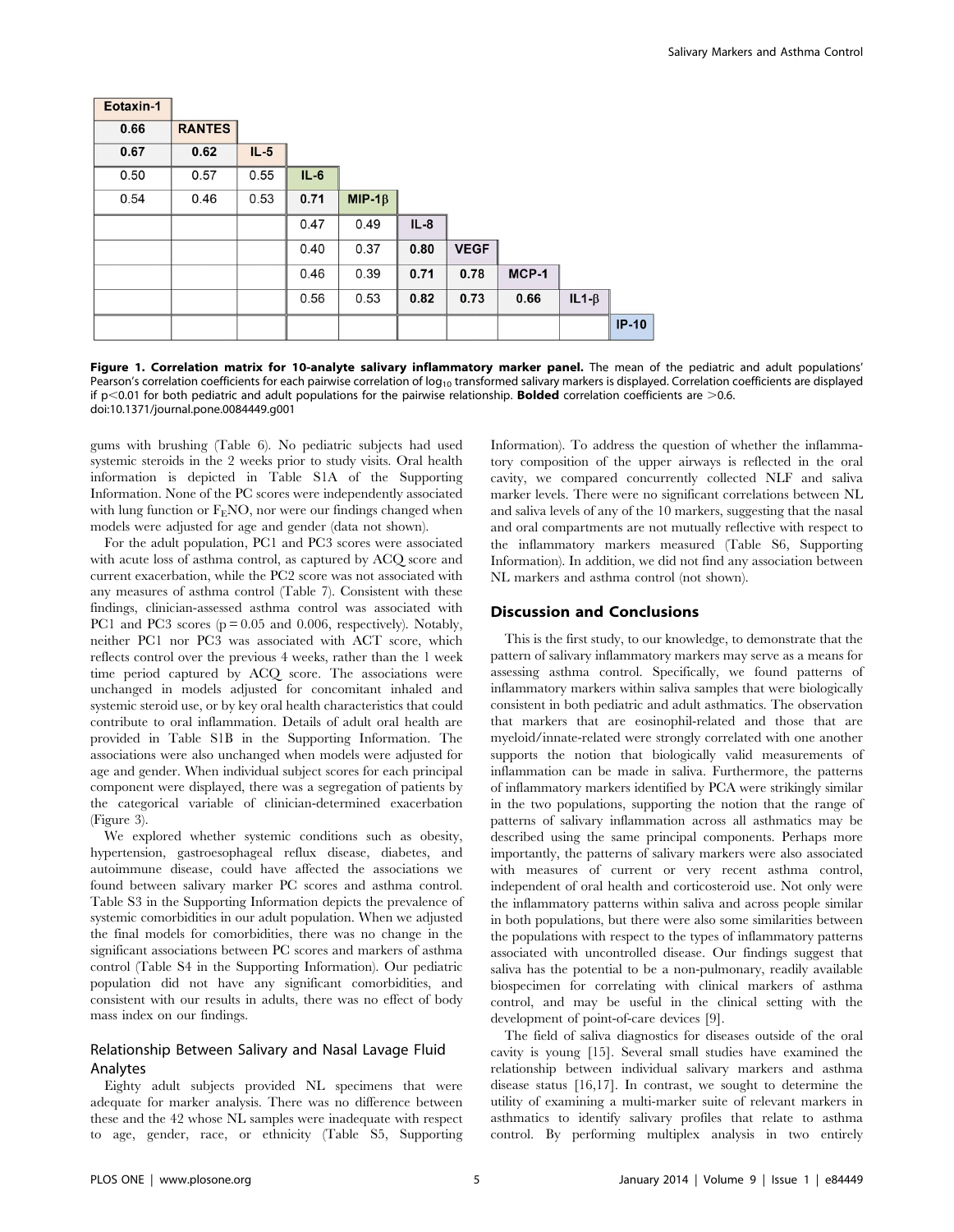| Eotaxin-1 | | | | | | | | | |
|---|---|---|---|---|---|---|---|---|---|
| **0.66** | RANTES | | | | | | | | |
| **0.67** | **0.62** | IL-5 | | | | | | | |
| 0.50 | 0.57 | 0.55 | IL-6 | | | | | | |
| 0.54 | 0.46 | 0.53 | **0.71** | MIP-1β | | | | | |
| | | | 0.47 | 0.49 | IL-8 | | | | |
| | | | 0.40 | 0.37 | **0.80** | VEGF | | | |
| | | | 0.46 | 0.39 | **0.71** | **0.78** | MCP-1 | | |
| | | | 0.56 | 0.53 | **0.82** | **0.73** | **0.66** | IL1-β | |
| | | | | | | | | | IP-10 |

**Figure 1. Correlation matrix for 10-analyte salivary inflammatory marker panel.** The mean of the pediatric and adult populations' Pearson's correlation coefficients for each pairwise correlation of $\log_{10}$ transformed salivary markers is displayed. Correlation coefficients are displayed if $p<0.01$ for both pediatric and adult populations for the pairwise relationship. **Bolded** correlation coefficients are $>0.6$.
doi:10.1371/journal.pone.0084449.g001

gums with brushing (Table 6). No pediatric subjects had used systemic steroids in the 2 weeks prior to study visits. Oral health information is depicted in Table S1A of the Supporting Information. None of the PC scores were independently associated with lung function or $F_ENO$, nor were our findings changed when models were adjusted for age and gender (data not shown).

For the adult population, PC1 and PC3 scores were associated with acute loss of asthma control, as captured by ACQ score and current exacerbation, while the PC2 score was not associated with any measures of asthma control (Table 7). Consistent with these findings, clinician-assessed asthma control was associated with PC1 and PC3 scores ($p=0.05$ and 0.006, respectively). Notably, neither PC1 nor PC3 was associated with ACT score, which reflects control over the previous 4 weeks, rather than the 1 week time period captured by ACQ score. The associations were unchanged in models adjusted for concomitant inhaled and systemic steroid use, or by key oral health characteristics that could contribute to oral inflammation. Details of adult oral health are provided in Table S1B in the Supporting Information. The associations were also unchanged when models were adjusted for age and gender. When individual subject scores for each principal component were displayed, there was a segregation of patients by the categorical variable of clinician-determined exacerbation (Figure 3).

We explored whether systemic conditions such as obesity, hypertension, gastroesophageal reflux disease, diabetes, and autoimmune disease, could have affected the associations we found between salivary marker PC scores and asthma control. Table S3 in the Supporting Information depicts the prevalence of systemic comorbidities in our adult population. When we adjusted the final models for comorbidities, there was no change in the significant associations between PC scores and markers of asthma control (Table S4 in the Supporting Information). Our pediatric population did not have any significant comorbidities, and consistent with our results in adults, there was no effect of body mass index on our findings.

### Relationship Between Salivary and Nasal Lavage Fluid Analytes

Eighty adult subjects provided NL specimens that were adequate for marker analysis. There was no difference between these and the 42 whose NL samples were inadequate with respect to age, gender, race, or ethnicity (Table S5, Supporting Information). To address the question of whether the inflammatory composition of the upper airways is reflected in the oral cavity, we compared concurrently collected NLF and saliva marker levels. There were no significant correlations between NL and saliva levels of any of the 10 markers, suggesting that the nasal and oral compartments are not mutually reflective with respect to the inflammatory markers measured (Table S6, Supporting Information). In addition, we did not find any association between NL markers and asthma control (not shown).

## Discussion and Conclusions

This is the first study, to our knowledge, to demonstrate that the pattern of salivary inflammatory markers may serve as a means for assessing asthma control. Specifically, we found patterns of inflammatory markers within saliva samples that were biologically consistent in both pediatric and adult asthmatics. The observation that markers that are eosinophil-related and those that are myeloid/innate-related were strongly correlated with one another supports the notion that biologically valid measurements of inflammation can be made in saliva. Furthermore, the patterns of inflammatory markers identified by PCA were strikingly similar in the two populations, supporting the notion that the range of patterns of salivary inflammation across all asthmatics may be described using the same principal components. Perhaps more importantly, the patterns of salivary markers were also associated with measures of current or very recent asthma control, independent of oral health and corticosteroid use. Not only were the inflammatory patterns within saliva and across people similar in both populations, but there were also some similarities between the populations with respect to the types of inflammatory patterns associated with uncontrolled disease. Our findings suggest that saliva has the potential to be a non-pulmonary, readily available biospecimen for correlating with clinical markers of asthma control, and may be useful in the clinical setting with the development of point-of-care devices [9].

The field of saliva diagnostics for diseases outside of the oral cavity is young [15]. Several small studies have examined the relationship between individual salivary markers and asthma disease status [16,17]. In contrast, we sought to determine the utility of examining a multi-marker suite of relevant markers in asthmatics to identify salivary profiles that relate to asthma control. By performing multiplex analysis in two entirely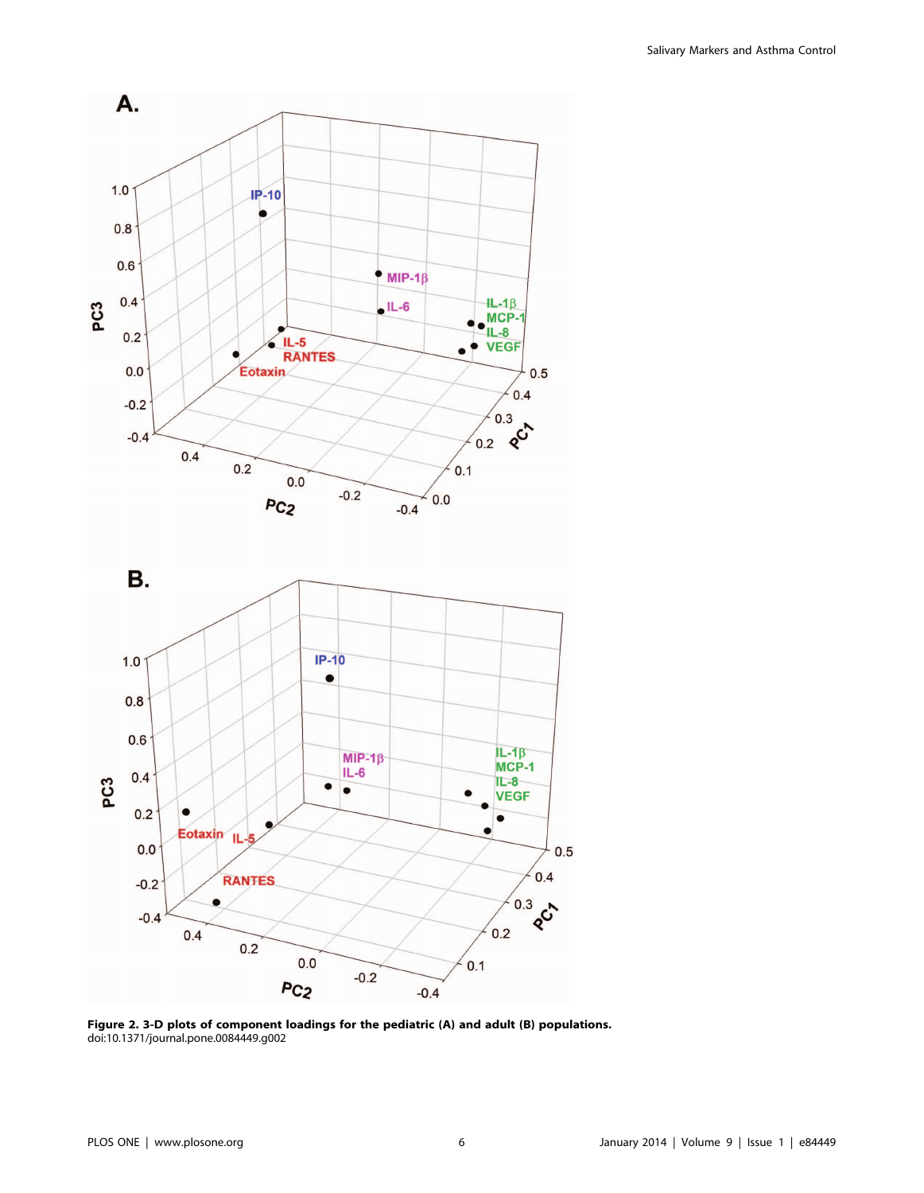**Figure 2. 3-D plots of component loadings for the pediatric (A) and adult (B) populations.**
doi:10.1371/journal.pone.0084449.g002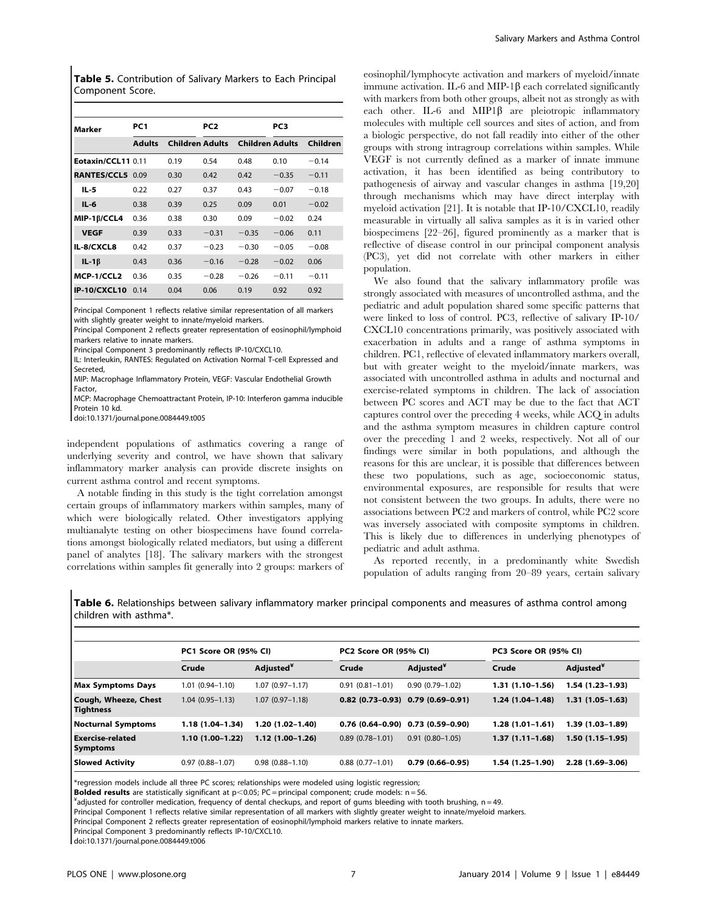**Table 5.** Contribution of Salivary Markers to Each Principal Component Score.

| Marker | PC1 | | PC2 | | PC3 | |
|---|---|---|---|---|---|---|
| | Adults | Children | Adults | Children | Adults | Children |
| **Eotaxin/CCL11** | 0.11 | 0.19 | 0.54 | 0.48 | 0.10 | −0.14 |
| **RANTES/CCL5** | 0.09 | 0.30 | 0.42 | 0.42 | −0.35 | −0.11 |
| **IL-5** | 0.22 | 0.27 | 0.37 | 0.43 | −0.07 | −0.18 |
| **IL-6** | 0.38 | 0.39 | 0.25 | 0.09 | 0.01 | −0.02 |
| **MIP-1β/CCL4** | 0.36 | 0.38 | 0.30 | 0.09 | −0.02 | 0.24 |
| **VEGF** | 0.39 | 0.33 | −0.31 | −0.35 | −0.06 | 0.11 |
| **IL-8/CXCL8** | 0.42 | 0.37 | −0.23 | −0.30 | −0.05 | −0.08 |
| **IL-1β** | 0.43 | 0.36 | −0.16 | −0.28 | −0.02 | 0.06 |
| **MCP-1/CCL2** | 0.36 | 0.35 | −0.28 | −0.26 | −0.11 | −0.11 |
| **IP-10/CXCL10** | 0.14 | 0.04 | 0.06 | 0.19 | 0.92 | 0.92 |

Principal Component 1 reflects relative similar representation of all markers with slightly greater weight to innate/myeloid markers.
Principal Component 2 reflects greater representation of eosinophil/lymphoid markers relative to innate markers.
Principal Component 3 predominantly reflects IP-10/CXCL10.
IL: Interleukin, RANTES: Regulated on Activation Normal T-cell Expressed and Secreted,
MIP: Macrophage Inflammatory Protein, VEGF: Vascular Endothelial Growth Factor,
MCP: Macrophage Chemoattractant Protein, IP-10: Interferon gamma inducible Protein 10 kd.
doi:10.1371/journal.pone.0084449.t005

independent populations of asthmatics covering a range of underlying severity and control, we have shown that salivary inflammatory marker analysis can provide discrete insights on current asthma control and recent symptoms.

A notable finding in this study is the tight correlation amongst certain groups of inflammatory markers within samples, many of which were biologically related. Other investigators applying multianalyte testing on other biospecimens have found correlations amongst biologically related mediators, but using a different panel of analytes [18]. The salivary markers with the strongest correlations within samples fit generally into 2 groups: markers of eosinophil/lymphocyte activation and markers of myeloid/innate immune activation. IL-6 and MIP-1β each correlated significantly with markers from both other groups, albeit not as strongly as with each other. IL-6 and MIP1β are pleiotropic inflammatory molecules with multiple cell sources and sites of action, and from a biologic perspective, do not fall readily into either of the other groups with strong intragroup correlations within samples. While VEGF is not currently defined as a marker of innate immune activation, it has been identified as being contributory to pathogenesis of airway and vascular changes in asthma [19,20] through mechanisms which may have direct interplay with myeloid activation [21]. It is notable that IP-10/CXCL10, readily measurable in virtually all saliva samples as it is in varied other biospecimens [22–26], figured prominently as a marker that is reflective of disease control in our principal component analysis (PC3), yet did not correlate with other markers in either population.

We also found that the salivary inflammatory profile was strongly associated with measures of uncontrolled asthma, and the pediatric and adult population shared some specific patterns that were linked to loss of control. PC3, reflective of salivary IP-10/CXCL10 concentrations primarily, was positively associated with exacerbation in adults and a range of asthma symptoms in children. PC1, reflective of elevated inflammatory markers overall, but with greater weight to the myeloid/innate markers, was associated with uncontrolled asthma in adults and nocturnal and exercise-related symptoms in children. The lack of association between PC scores and ACT may be due to the fact that ACT captures control over the preceding 4 weeks, while ACQ in adults and the asthma symptom measures in children capture control over the preceding 1 and 2 weeks, respectively. Not all of our findings were similar in both populations, and although the reasons for this are unclear, it is possible that differences between these two populations, such as age, socioeconomic status, environmental exposures, are responsible for results that were not consistent between the two groups. In adults, there were no associations between PC2 and markers of control, while PC2 score was inversely associated with composite symptoms in children. This is likely due to differences in underlying phenotypes of pediatric and adult asthma.

As reported recently, in a predominantly white Swedish population of adults ranging from 20–89 years, certain salivary

**Table 6.** Relationships between salivary inflammatory marker principal components and measures of asthma control among children with asthma*.

| | PC1 Score OR (95% CI) | | PC2 Score OR (95% CI) | | PC3 Score OR (95% CI) | |
|---|---|---|---|---|---|---|
| | Crude | Adjusted¥ | Crude | Adjusted¥ | Crude | Adjusted¥ |
| **Max Symptoms Days** | 1.01 (0.94–1.10) | 1.07 (0.97–1.17) | 0.91 (0.81–1.01) | 0.90 (0.79–1.02) | **1.31 (1.10–1.56)** | **1.54 (1.23–1.93)** |
| **Cough, Wheeze, Chest Tightness** | 1.04 (0.95–1.13) | 1.07 (0.97–1.18) | **0.82 (0.73–0.93)** | **0.79 (0.69–0.91)** | **1.24 (1.04–1.48)** | **1.31 (1.05–1.63)** |
| **Nocturnal Symptoms** | **1.18 (1.04–1.34)** | **1.20 (1.02–1.40)** | **0.76 (0.64–0.90)** | **0.73 (0.59–0.90)** | **1.28 (1.01–1.61)** | **1.39 (1.03–1.89)** |
| **Exercise-related Symptoms** | **1.10 (1.00–1.22)** | **1.12 (1.00–1.26)** | 0.89 (0.78–1.01) | 0.91 (0.80–1.05) | **1.37 (1.11–1.68)** | **1.50 (1.15–1.95)** |
| **Slowed Activity** | 0.97 (0.88–1.07) | 0.98 (0.88–1.10) | 0.88 (0.77–1.01) | **0.79 (0.66–0.95)** | **1.54 (1.25–1.90)** | **2.28 (1.69–3.06)** |

*regression models include all three PC scores; relationships were modeled using logistic regression;
**Bolded results** are statistically significant at $p<0.05$; PC = principal component; crude models: n = 56.
¥adjusted for controller medication, frequency of dental checkups, and report of gums bleeding with tooth brushing, n = 49.
Principal Component 1 reflects relative similar representation of all markers with slightly greater weight to innate/myeloid markers.
Principal Component 2 reflects greater representation of eosinophil/lymphoid markers relative to innate markers.
Principal Component 3 predominantly reflects IP-10/CXCL10.
doi:10.1371/journal.pone.0084449.t006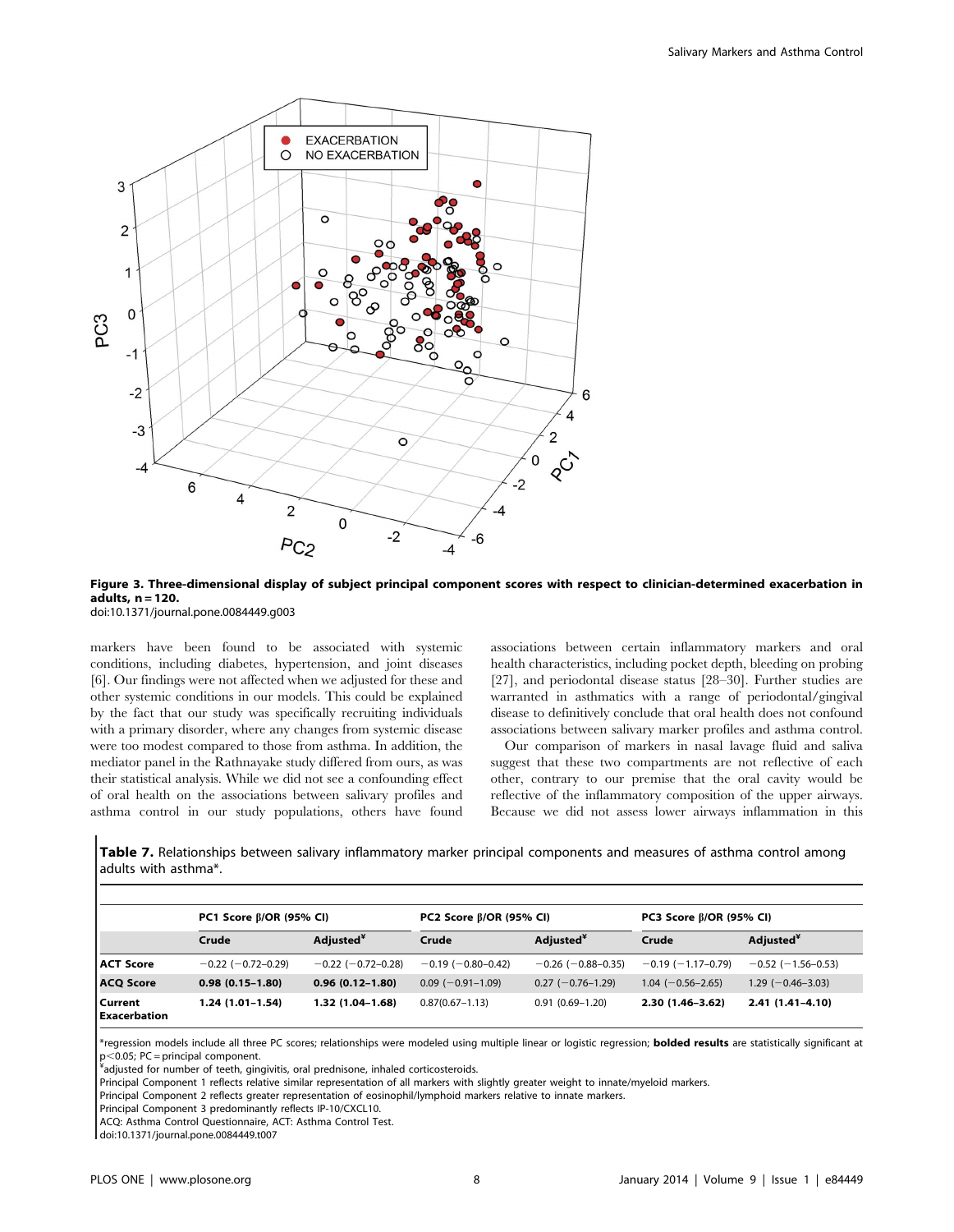**Figure 3. Three-dimensional display of subject principal component scores with respect to clinician-determined exacerbation in adults, n = 120.**
doi:10.1371/journal.pone.0084449.g003

markers have been found to be associated with systemic conditions, including diabetes, hypertension, and joint diseases [6]. Our findings were not affected when we adjusted for these and other systemic conditions in our models. This could be explained by the fact that our study was specifically recruiting individuals with a primary disorder, where any changes from systemic disease were too modest compared to those from asthma. In addition, the mediator panel in the Rathnayake study differed from ours, as was their statistical analysis. While we did not see a confounding effect of oral health on the associations between salivary profiles and asthma control in our study populations, others have found associations between certain inflammatory markers and oral health characteristics, including pocket depth, bleeding on probing [27], and periodontal disease status [28–30]. Further studies are warranted in asthmatics with a range of periodontal/gingival disease to definitively conclude that oral health does not confound associations between salivary marker profiles and asthma control.

Our comparison of markers in nasal lavage fluid and saliva suggest that these two compartments are not reflective of each other, contrary to our premise that the oral cavity would be reflective of the inflammatory composition of the upper airways. Because we did not assess lower airways inflammation in this

**Table 7.** Relationships between salivary inflammatory marker principal components and measures of asthma control among adults with asthma*.

| | PC1 Score β/OR (95% CI) | | PC2 Score β/OR (95% CI) | | PC3 Score β/OR (95% CI) | |
|---|---|---|---|---|---|---|
| | Crude | Adjusted[¥] | Crude | Adjusted[¥] | Crude | Adjusted[¥] |
| ACT Score | −0.22 (−0.72–0.29) | −0.22 (−0.72–0.28) | −0.19 (−0.80–0.42) | −0.26 (−0.88–0.35) | −0.19 (−1.17–0.79) | −0.52 (−1.56–0.53) |
| ACQ Score | **0.98 (0.15–1.80)** | **0.96 (0.12–1.80)** | 0.09 (−0.91–1.09) | 0.27 (−0.76–1.29) | 1.04 (−0.56–2.65) | 1.29 (−0.46–3.03) |
| Current Exacerbation | **1.24 (1.01–1.54)** | **1.32 (1.04–1.68)** | 0.87(0.67–1.13) | 0.91 (0.69–1.20) | **2.30 (1.46–3.62)** | **2.41 (1.41–4.10)** |

*regression models include all three PC scores; relationships were modeled using multiple linear or logistic regression; **bolded results** are statistically significant at $p<0.05$; PC = principal component.
¥adjusted for number of teeth, gingivitis, oral prednisone, inhaled corticosteroids.
Principal Component 1 reflects relative similar representation of all markers with slightly greater weight to innate/myeloid markers.
Principal Component 2 reflects greater representation of eosinophil/lymphoid markers relative to innate markers.
Principal Component 3 predominantly reflects IP-10/CXCL10.
ACQ: Asthma Control Questionnaire, ACT: Asthma Control Test.
doi:10.1371/journal.pone.0084449.t007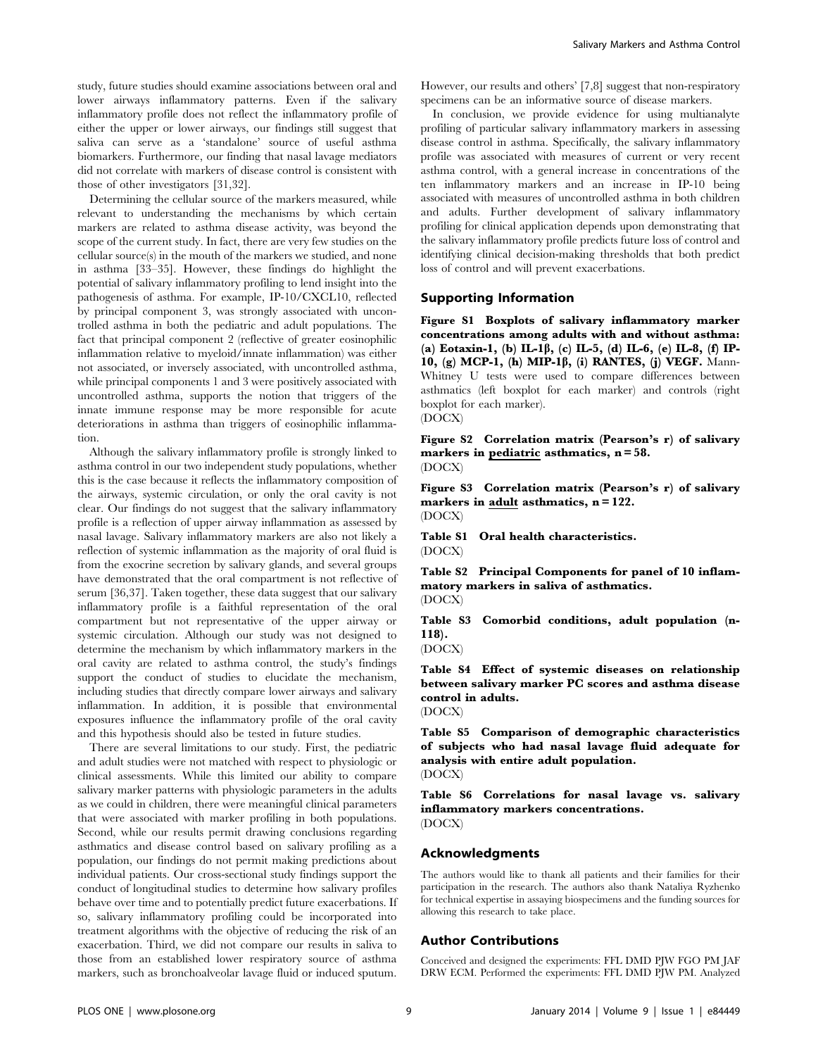study, future studies should examine associations between oral and lower airways inflammatory patterns. Even if the salivary inflammatory profile does not reflect the inflammatory profile of either the upper or lower airways, our findings still suggest that saliva can serve as a 'standalone' source of useful asthma biomarkers. Furthermore, our finding that nasal lavage mediators did not correlate with markers of disease control is consistent with those of other investigators [31,32].

Determining the cellular source of the markers measured, while relevant to understanding the mechanisms by which certain markers are related to asthma disease activity, was beyond the scope of the current study. In fact, there are very few studies on the cellular source(s) in the mouth of the markers we studied, and none in asthma [33–35]. However, these findings do highlight the potential of salivary inflammatory profiling to lend insight into the pathogenesis of asthma. For example, IP-10/CXCL10, reflected by principal component 3, was strongly associated with uncontrolled asthma in both the pediatric and adult populations. The fact that principal component 2 (reflective of greater eosinophilic inflammation relative to myeloid/innate inflammation) was either not associated, or inversely associated, with uncontrolled asthma, while principal components 1 and 3 were positively associated with uncontrolled asthma, supports the notion that triggers of the innate immune response may be more responsible for acute deteriorations in asthma than triggers of eosinophilic inflammation.

Although the salivary inflammatory profile is strongly linked to asthma control in our two independent study populations, whether this is the case because it reflects the inflammatory composition of the airways, systemic circulation, or only the oral cavity is not clear. Our findings do not suggest that the salivary inflammatory profile is a reflection of upper airway inflammation as assessed by nasal lavage. Salivary inflammatory markers are also not likely a reflection of systemic inflammation as the majority of oral fluid is from the exocrine secretion by salivary glands, and several groups have demonstrated that the oral compartment is not reflective of serum [36,37]. Taken together, these data suggest that our salivary inflammatory profile is a faithful representation of the oral compartment but not representative of the upper airway or systemic circulation. Although our study was not designed to determine the mechanism by which inflammatory markers in the oral cavity are related to asthma control, the study's findings support the conduct of studies to elucidate the mechanism, including studies that directly compare lower airways and salivary inflammation. In addition, it is possible that environmental exposures influence the inflammatory profile of the oral cavity and this hypothesis should also be tested in future studies.

There are several limitations to our study. First, the pediatric and adult studies were not matched with respect to physiologic or clinical assessments. While this limited our ability to compare salivary marker patterns with physiologic parameters in the adults as we could in children, there were meaningful clinical parameters that were associated with marker profiling in both populations. Second, while our results permit drawing conclusions regarding asthmatics and disease control based on salivary profiling as a population, our findings do not permit making predictions about individual patients. Our cross-sectional study findings support the conduct of longitudinal studies to determine how salivary profiles behave over time and to potentially predict future exacerbations. If so, salivary inflammatory profiling could be incorporated into treatment algorithms with the objective of reducing the risk of an exacerbation. Third, we did not compare our results in saliva to those from an established lower respiratory source of asthma markers, such as bronchoalveolar lavage fluid or induced sputum. However, our results and others' [7,8] suggest that non-respiratory specimens can be an informative source of disease markers.

In conclusion, we provide evidence for using multianalyte profiling of particular salivary inflammatory markers in assessing disease control in asthma. Specifically, the salivary inflammatory profile was associated with measures of current or very recent asthma control, with a general increase in concentrations of the ten inflammatory markers and an increase in IP-10 being associated with measures of uncontrolled asthma in both children and adults. Further development of salivary inflammatory profiling for clinical application depends upon demonstrating that the salivary inflammatory profile predicts future loss of control and identifying clinical decision-making thresholds that both predict loss of control and will prevent exacerbations.

## Supporting Information

**Figure S1 Boxplots of salivary inflammatory marker concentrations among adults with and without asthma: (a) Eotaxin-1, (b) IL-1β, (c) IL-5, (d) IL-6, (e) IL-8, (f) IP-10, (g) MCP-1, (h) MIP-1β, (i) RANTES, (j) VEGF.** Mann-Whitney U tests were used to compare differences between asthmatics (left boxplot for each marker) and controls (right boxplot for each marker).
(DOCX)

**Figure S2 Correlation matrix (Pearson's r) of salivary markers in pediatric asthmatics, n = 58.**
(DOCX)

**Figure S3 Correlation matrix (Pearson's r) of salivary markers in adult asthmatics, n = 122.**
(DOCX)

**Table S1 Oral health characteristics.**
(DOCX)

**Table S2 Principal Components for panel of 10 inflammatory markers in saliva of asthmatics.**
(DOCX)

**Table S3 Comorbid conditions, adult population (n-118).**
(DOCX)

**Table S4 Effect of systemic diseases on relationship between salivary marker PC scores and asthma disease control in adults.**
(DOCX)

**Table S5 Comparison of demographic characteristics of subjects who had nasal lavage fluid adequate for analysis with entire adult population.**
(DOCX)

**Table S6 Correlations for nasal lavage vs. salivary inflammatory markers concentrations.**
(DOCX)

## Acknowledgments

The authors would like to thank all patients and their families for their participation in the research. The authors also thank Nataliya Ryzhenko for technical expertise in assaying biospecimens and the funding sources for allowing this research to take place.

## Author Contributions

Conceived and designed the experiments: FFL DMD PJW FGO PM JAF DRW ECM. Performed the experiments: FFL DMD PJW PM. Analyzed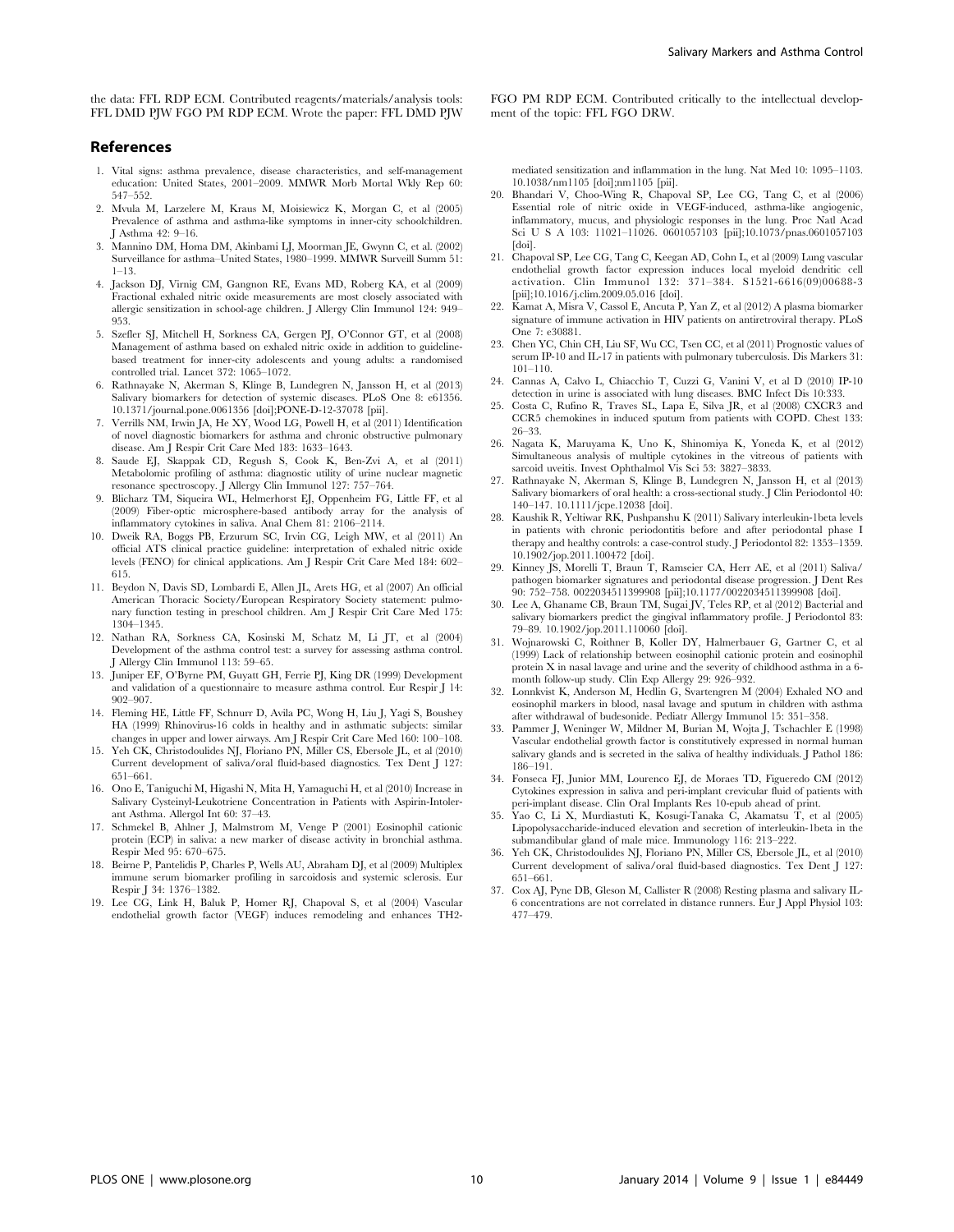the data: FFL RDP ECM. Contributed reagents/materials/analysis tools: FFL DMD PJW FGO PM RDP ECM. Wrote the paper: FFL DMD PJW FGO PM RDP ECM. Contributed critically to the intellectual development of the topic: FFL FGO DRW.

## References

1. Vital signs: asthma prevalence, disease characteristics, and self-management education: United States, 2001–2009. MMWR Morb Mortal Wkly Rep 60: 547–552.
2. Mvula M, Larzelere M, Kraus M, Moisiewicz K, Morgan C, et al (2005) Prevalence of asthma and asthma-like symptoms in inner-city schoolchildren. J Asthma 42: 9–16.
3. Mannino DM, Homa DM, Akinbami LJ, Moorman JE, Gwynn C, et al. (2002) Surveillance for asthma–United States, 1980–1999. MMWR Surveill Summ 51: 1–13.
4. Jackson DJ, Virnig CM, Gangnon RE, Evans MD, Roberg KA, et al (2009) Fractional exhaled nitric oxide measurements are most closely associated with allergic sensitization in school-age children. J Allergy Clin Immunol 124: 949–953.
5. Szefler SJ, Mitchell H, Sorkness CA, Gergen PJ, O'Connor GT, et al (2008) Management of asthma based on exhaled nitric oxide in addition to guideline-based treatment for inner-city adolescents and young adults: a randomised controlled trial. Lancet 372: 1065–1072.
6. Rathnayake N, Akerman S, Klinge B, Lundegren N, Jansson H, et al (2013) Salivary biomarkers for detection of systemic diseases. PLoS One 8: e61356. 10.1371/journal.pone.0061356 [doi];PONE-D-12-37078 [pii].
7. Verrills NM, Irwin JA, He XY, Wood LG, Powell H, et al (2011) Identification of novel diagnostic biomarkers for asthma and chronic obstructive pulmonary disease. Am J Respir Crit Care Med 183: 1633–1643.
8. Saude EJ, Skappak CD, Regush S, Cook K, Ben-Zvi A, et al (2011) Metabolomic profiling of asthma: diagnostic utility of urine nuclear magnetic resonance spectroscopy. J Allergy Clin Immunol 127: 757–764.
9. Blicharz TM, Siqueira WL, Helmerhorst EJ, Oppenheim FG, Little FF, et al (2009) Fiber-optic microsphere-based antibody array for the analysis of inflammatory cytokines in saliva. Anal Chem 81: 2106–2114.
10. Dweik RA, Boggs PB, Erzurum SC, Irvin CG, Leigh MW, et al (2011) An official ATS clinical practice guideline: interpretation of exhaled nitric oxide levels (FENO) for clinical applications. Am J Respir Crit Care Med 184: 602–615.
11. Beydon N, Davis SD, Lombardi E, Allen JL, Arets HG, et al (2007) An official American Thoracic Society/European Respiratory Society statement: pulmonary function testing in preschool children. Am J Respir Crit Care Med 175: 1304–1345.
12. Nathan RA, Sorkness CA, Kosinski M, Schatz M, Li JT, et al (2004) Development of the asthma control test: a survey for assessing asthma control. J Allergy Clin Immunol 113: 59–65.
13. Juniper EF, O'Byrne PM, Guyatt GH, Ferrie PJ, King DR (1999) Development and validation of a questionnaire to measure asthma control. Eur Respir J 14: 902–907.
14. Fleming HE, Little FF, Schnurr D, Avila PC, Wong H, Liu J, Yagi S, Boushey HA (1999) Rhinovirus-16 colds in healthy and in asthmatic subjects: similar changes in upper and lower airways. Am J Respir Crit Care Med 160: 100–108.
15. Yeh CK, Christodoulides NJ, Floriano PN, Miller CS, Ebersole JL, et al (2010) Current development of saliva/oral fluid-based diagnostics. Tex Dent J 127: 651–661.
16. Ono E, Taniguchi M, Higashi N, Mita H, Yamaguchi H, et al (2010) Increase in Salivary Cysteinyl-Leukotriene Concentration in Patients with Aspirin-Intolerant Asthma. Allergol Int 60: 37–43.
17. Schmekel B, Ahlner J, Malmstrom M, Venge P (2001) Eosinophil cationic protein (ECP) in saliva: a new marker of disease activity in bronchial asthma. Respir Med 95: 670–675.
18. Beirne P, Pantelidis P, Charles P, Wells AU, Abraham DJ, et al (2009) Multiplex immune serum biomarker profiling in sarcoidosis and systemic sclerosis. Eur Respir J 34: 1376–1382.
19. Lee CG, Link H, Baluk P, Homer RJ, Chapoval S, et al (2004) Vascular endothelial growth factor (VEGF) induces remodeling and enhances TH2-mediated sensitization and inflammation in the lung. Nat Med 10: 1095–1103. 10.1038/nm1105 [doi];nm1105 [pii].
20. Bhandari V, Choo-Wing R, Chapoval SP, Lee CG, Tang C, et al (2006) Essential role of nitric oxide in VEGF-induced, asthma-like angiogenic, inflammatory, mucus, and physiologic responses in the lung. Proc Natl Acad Sci U S A 103: 11021–11026. 0601057103 [pii];10.1073/pnas.0601057103 [doi].
21. Chapoval SP, Lee CG, Tang C, Keegan AD, Cohn L, et al (2009) Lung vascular endothelial growth factor expression induces local myeloid dendritic cell activation. Clin Immunol 132: 371–384. S1521-6616(09)00688-3 [pii];10.1016/j.clim.2009.05.016 [doi].
22. Kamat A, Misra V, Cassol E, Ancuta P, Yan Z, et al (2012) A plasma biomarker signature of immune activation in HIV patients on antiretroviral therapy. PLoS One 7: e30881.
23. Chen YC, Chin CH, Liu SF, Wu CC, Tsen CC, et al (2011) Prognostic values of serum IP-10 and IL-17 in patients with pulmonary tuberculosis. Dis Markers 31: 101–110.
24. Cannas A, Calvo L, Chiacchio T, Cuzzi G, Vanini V, et al D (2010) IP-10 detection in urine is associated with lung diseases. BMC Infect Dis 10:333.
25. Costa C, Rufino R, Traves SL, Lapa E, Silva JR, et al (2008) CXCR3 and CCR5 chemokines in induced sputum from patients with COPD. Chest 133: 26–33.
26. Nagata K, Maruyama K, Uno K, Shinomiya K, Yoneda K, et al (2012) Simultaneous analysis of multiple cytokines in the vitreous of patients with sarcoid uveitis. Invest Ophthalmol Vis Sci 53: 3827–3833.
27. Rathnayake N, Akerman S, Klinge B, Lundegren N, Jansson H, et al (2013) Salivary biomarkers of oral health: a cross-sectional study. J Clin Periodontol 40: 140–147. 10.1111/jcpe.12038 [doi].
28. Kaushik R, Yeltiwar RK, Pushpanshu K (2011) Salivary interleukin-1beta levels in patients with chronic periodontitis before and after periodontal phase I therapy and healthy controls: a case-control study. J Periodontol 82: 1353–1359. 10.1902/jop.2011.100472 [doi].
29. Kinney JS, Morelli T, Braun T, Ramseier CA, Herr AE, et al (2011) Saliva/pathogen biomarker signatures and periodontal disease progression. J Dent Res 90: 752–758. 0022034511399908 [pii];10.1177/0022034511399908 [doi].
30. Lee A, Ghaname CB, Braun TM, Sugai JV, Teles RP, et al (2012) Bacterial and salivary biomarkers predict the gingival inflammatory profile. J Periodontol 83: 79–89. 10.1902/jop.2011.110060 [doi].
31. Wojnarowski C, Roithner B, Koller DY, Halmerbauer G, Gartner C, et al (1999) Lack of relationship between eosinophil cationic protein and eosinophil protein X in nasal lavage and urine and the severity of childhood asthma in a 6-month follow-up study. Clin Exp Allergy 29: 926–932.
32. Lonnkvist K, Anderson M, Hedlin G, Svartengren M (2004) Exhaled NO and eosinophil markers in blood, nasal lavage and sputum in children with asthma after withdrawal of budesonide. Pediatr Allergy Immunol 15: 351–358.
33. Pammer J, Weninger W, Mildner M, Burian M, Wojta J, Tschachler E (1998) Vascular endothelial growth factor is constitutively expressed in normal human salivary glands and is secreted in the saliva of healthy individuals. J Pathol 186: 186–191.
34. Fonseca FJ, Junior MM, Lourenco EJ, de Moraes TD, Figueredo CM (2012) Cytokines expression in saliva and peri-implant crevicular fluid of patients with peri-implant disease. Clin Oral Implants Res 10-epub ahead of print.
35. Yao C, Li X, Murdiastuti K, Kosugi-Tanaka C, Akamatsu T, et al (2005) Lipopolysaccharide-induced elevation and secretion of interleukin-1beta in the submandibular gland of male mice. Immunology 116: 213–222.
36. Yeh CK, Christodoulides NJ, Floriano PN, Miller CS, Ebersole JL, et al (2010) Current development of saliva/oral fluid-based diagnostics. Tex Dent J 127: 651–661.
37. Cox AJ, Pyne DB, Gleson M, Callister R (2008) Resting plasma and salivary IL-6 concentrations are not correlated in distance runners. Eur J Appl Physiol 103: 477–479.